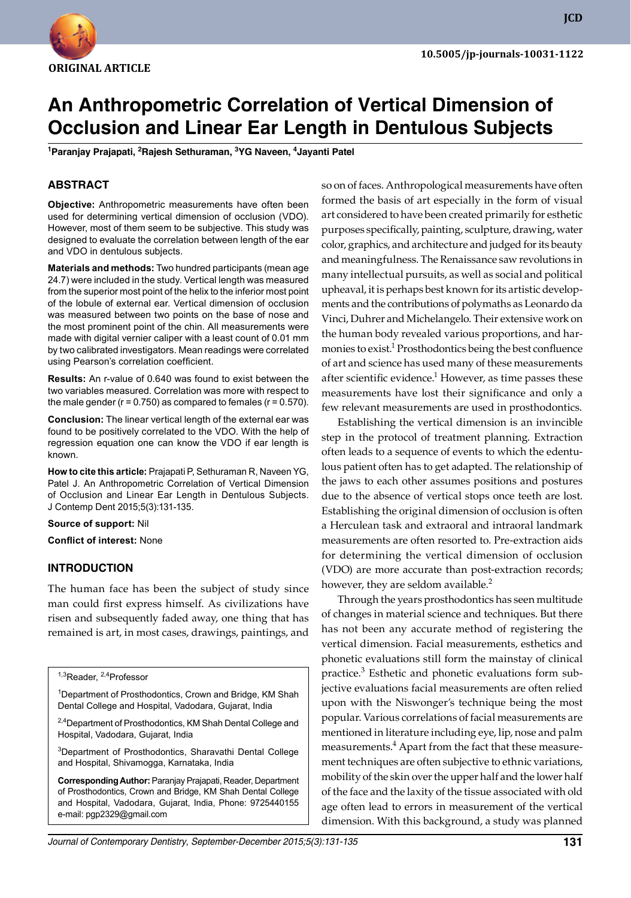ORIGINAL ARTICLE

10.5005/jp-journals-10031-1122

# An Anthropometric Correlation of Vertical Dimension of Occlusion and Linear Ear Length in Dentulous Subjects

[1]Paranjay Prajapati, [2]Rajesh Sethuraman, [3]YG Naveen, [4]Jayanti Patel

## ABSTRACT

**Objective:** Anthropometric measurements have often been used for determining vertical dimension of occlusion (VDO). However, most of them seem to be subjective. This study was designed to evaluate the correlation between length of the ear and VDO in dentulous subjects.

**Materials and methods:** Two hundred participants (mean age 24.7) were included in the study. Vertical length was measured from the superior most point of the helix to the inferior most point of the lobule of external ear. Vertical dimension of occlusion was measured between two points on the base of nose and the most prominent point of the chin. All measurements were made with digital vernier caliper with a least count of 0.01 mm by two calibrated investigators. Mean readings were correlated using Pearson's correlation coefficient.

**Results:** An r-value of 0.640 was found to exist between the two variables measured. Correlation was more with respect to the male gender (r = 0.750) as compared to females (r = 0.570).

**Conclusion:** The linear vertical length of the external ear was found to be positively correlated to the VDO. With the help of regression equation one can know the VDO if ear length is known.

**How to cite this article:** Prajapati P, Sethuraman R, Naveen YG, Patel J. An Anthropometric Correlation of Vertical Dimension of Occlusion and Linear Ear Length in Dentulous Subjects. J Contemp Dent 2015;5(3):131-135.

**Source of support:** Nil

**Conflict of interest:** None

## INTRODUCTION

The human face has been the subject of study since man could first express himself. As civilizations have risen and subsequently faded away, one thing that has remained is art, in most cases, drawings, paintings, and so on of faces. Anthropological measurements have often formed the basis of art especially in the form of visual art considered to have been created primarily for esthetic purposes specifically, painting, sculpture, drawing, water color, graphics, and architecture and judged for its beauty and meaningfulness. The Renaissance saw revolutions in many intellectual pursuits, as well as social and political upheaval, it is perhaps best known for its artistic developments and the contributions of polymaths as Leonardo da Vinci, Duhrer and Michelangelo. Their extensive work on the human body revealed various proportions, and harmonies to exist.[1] Prosthodontics being the best confluence of art and science has used many of these measurements after scientific evidence.[1] However, as time passes these measurements have lost their significance and only a few relevant measurements are used in prosthodontics.

Establishing the vertical dimension is an invincible step in the protocol of treatment planning. Extraction often leads to a sequence of events to which the edentulous patient often has to get adapted. The relationship of the jaws to each other assumes positions and postures due to the absence of vertical stops once teeth are lost. Establishing the original dimension of occlusion is often a Herculean task and extraoral and intraoral landmark measurements are often resorted to. Pre-extraction aids for determining the vertical dimension of occlusion (VDO) are more accurate than post-extraction records; however, they are seldom available.[2]

Through the years prosthodontics has seen multitude of changes in material science and techniques. But there has not been any accurate method of registering the vertical dimension. Facial measurements, esthetics and phonetic evaluations still form the mainstay of clinical practice.[3] Esthetic and phonetic evaluations form subjective evaluations facial measurements are often relied upon with the Niswonger's technique being the most popular. Various correlations of facial measurements are mentioned in literature including eye, lip, nose and palm measurements.[4] Apart from the fact that these measurement techniques are often subjective to ethnic variations, mobility of the skin over the upper half and the lower half of the face and the laxity of the tissue associated with old age often lead to errors in measurement of the vertical dimension. With this background, a study was planned

---

[1,3]Reader, [2,4]Professor

[1]Department of Prosthodontics, Crown and Bridge, KM Shah Dental College and Hospital, Vadodara, Gujarat, India

[2,4]Department of Prosthodontics, KM Shah Dental College and Hospital, Vadodara, Gujarat, India

[3]Department of Prosthodontics, Sharavathi Dental College and Hospital, Shivamogga, Karnataka, India

**Corresponding Author:** Paranjay Prajapati, Reader, Department of Prosthodontics, Crown and Bridge, KM Shah Dental College and Hospital, Vadodara, Gujarat, India, Phone: 9725440155 e-mail: pgp2329@gmail.com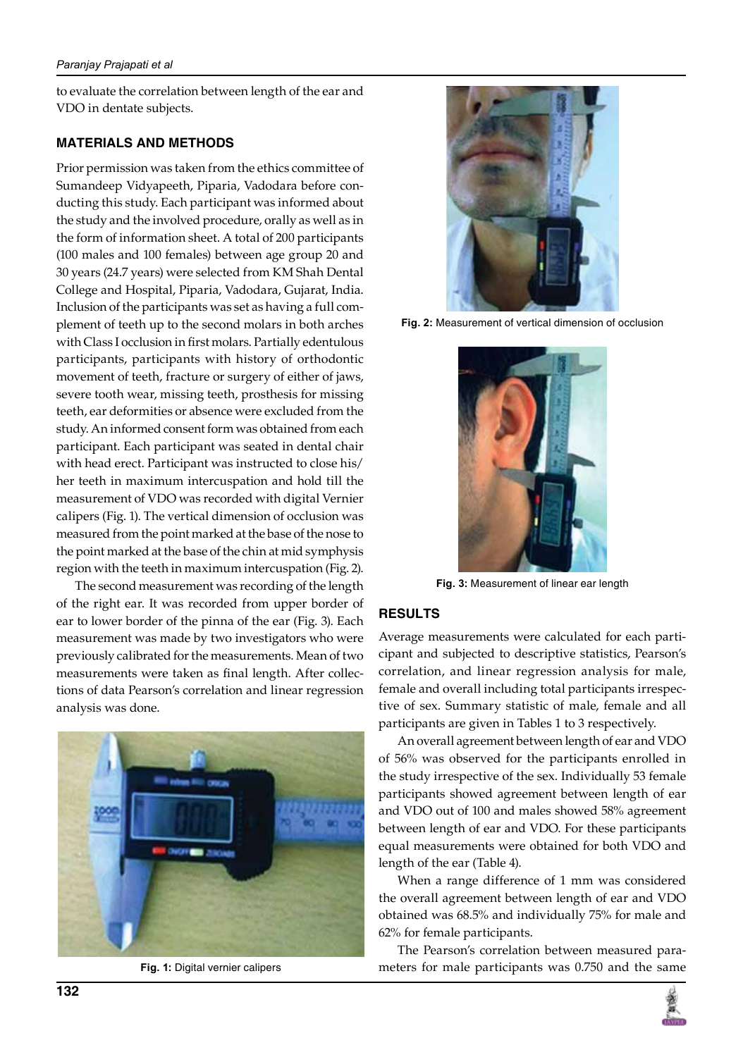to evaluate the correlation between length of the ear and VDO in dentate subjects.

## MATERIALS AND METHODS

Prior permission was taken from the ethics committee of Sumandeep Vidyapeeth, Piparia, Vadodara before conducting this study. Each participant was informed about the study and the involved procedure, orally as well as in the form of information sheet. A total of 200 participants (100 males and 100 females) between age group 20 and 30 years (24.7 years) were selected from KM Shah Dental College and Hospital, Piparia, Vadodara, Gujarat, India. Inclusion of the participants was set as having a full complement of teeth up to the second molars in both arches with Class I occlusion in first molars. Partially edentulous participants, participants with history of orthodontic movement of teeth, fracture or surgery of either of jaws, severe tooth wear, missing teeth, prosthesis for missing teeth, ear deformities or absence were excluded from the study. An informed consent form was obtained from each participant. Each participant was seated in dental chair with head erect. Participant was instructed to close his/her teeth in maximum intercuspation and hold till the measurement of VDO was recorded with digital Vernier calipers (Fig. 1). The vertical dimension of occlusion was measured from the point marked at the base of the nose to the point marked at the base of the chin at mid symphysis region with the teeth in maximum intercuspation (Fig. 2).

The second measurement was recording of the length of the right ear. It was recorded from upper border of ear to lower border of the pinna of the ear (Fig. 3). Each measurement was made by two investigators who were previously calibrated for the measurements. Mean of two measurements were taken as final length. After collections of data Pearson's correlation and linear regression analysis was done.

**Fig. 1:** Digital vernier calipers

**Fig. 2:** Measurement of vertical dimension of occlusion

**Fig. 3:** Measurement of linear ear length

## RESULTS

Average measurements were calculated for each participant and subjected to descriptive statistics, Pearson's correlation, and linear regression analysis for male, female and overall including total participants irrespective of sex. Summary statistic of male, female and all participants are given in Tables 1 to 3 respectively.

An overall agreement between length of ear and VDO of 56% was observed for the participants enrolled in the study irrespective of the sex. Individually 53 female participants showed agreement between length of ear and VDO out of 100 and males showed 58% agreement between length of ear and VDO. For these participants equal measurements were obtained for both VDO and length of the ear (Table 4).

When a range difference of 1 mm was considered the overall agreement between length of ear and VDO obtained was 68.5% and individually 75% for male and 62% for female participants.

The Pearson's correlation between measured parameters for male participants was 0.750 and the same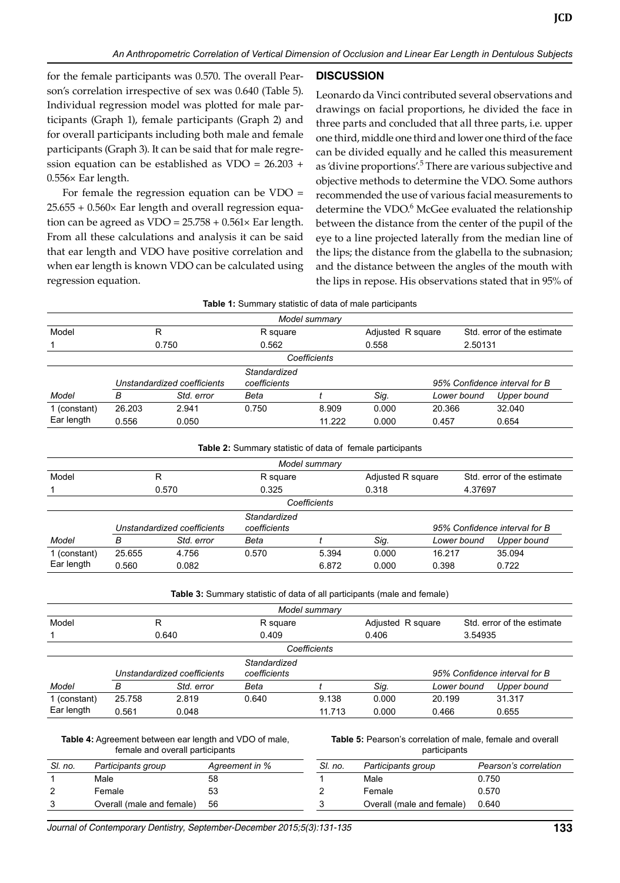for the female participants was 0.570. The overall Pearson's correlation irrespective of sex was 0.640 (Table 5). Individual regression model was plotted for male participants (Graph 1), female participants (Graph 2) and for overall participants including both male and female participants (Graph 3). It can be said that for male regression equation can be established as VDO = 26.203 + 0.556× Ear length.

For female the regression equation can be VDO = 25.655 + 0.560× Ear length and overall regression equation can be agreed as VDO = 25.758 + 0.561× Ear length. From all these calculations and analysis it can be said that ear length and VDO have positive correlation and when ear length is known VDO can be calculated using regression equation.

## DISCUSSION

Leonardo da Vinci contributed several observations and drawings on facial proportions, he divided the face in three parts and concluded that all three parts, i.e. upper one third, middle one third and lower one third of the face can be divided equally and he called this measurement as 'divine proportions'.[5] There are various subjective and objective methods to determine the VDO. Some authors recommended the use of various facial measurements to determine the VDO.[6] McGee evaluated the relationship between the distance from the center of the pupil of the eye to a line projected laterally from the median line of the lips; the distance from the glabella to the subnasion; and the distance between the angles of the mouth with the lips in repose. His observations stated that in 95% of

**Table 1:** Summary statistic of data of male participants

| *Model summary* | | | | | | | |
|---|---|---|---|---|---|---|---|
| Model | R | | R square | | Adjusted R square | Std. error of the estimate | |
| 1 | 0.750 | | 0.562 | | 0.558 | 2.50131 | |
| *Coefficients* | | | | | | | |
| | *Unstandardized coefficients* | | *Standardized coefficients* | | | *95% Confidence interval for B* | |
| *Model* | *B* | *Std. error* | *Beta* | *t* | *Sig.* | *Lower bound* | *Upper bound* |
| 1 (constant) | 26.203 | 2.941 | 0.750 | 8.909 | 0.000 | 20.366 | 32.040 |
| Ear length | 0.556 | 0.050 | | 11.222 | 0.000 | 0.457 | 0.654 |

**Table 2:** Summary statistic of data of female participants

| *Model summary* | | | | | | | |
|---|---|---|---|---|---|---|---|
| Model | R | | R square | | Adjusted R square | Std. error of the estimate | |
| 1 | 0.570 | | 0.325 | | 0.318 | 4.37697 | |
| *Coefficients* | | | | | | | |
| | *Unstandardized coefficients* | | *Standardized coefficients* | | | *95% Confidence interval for B* | |
| *Model* | *B* | *Std. error* | *Beta* | *t* | *Sig.* | *Lower bound* | *Upper bound* |
| 1 (constant) | 25.655 | 4.756 | 0.570 | 5.394 | 0.000 | 16.217 | 35.094 |
| Ear length | 0.560 | 0.082 | | 6.872 | 0.000 | 0.398 | 0.722 |

**Table 3:** Summary statistic of data of all participants (male and female)

| *Model summary* | | | | | | | |
|---|---|---|---|---|---|---|---|
| Model | R | | R square | | Adjusted R square | Std. error of the estimate | |
| 1 | 0.640 | | 0.409 | | 0.406 | 3.54935 | |
| *Coefficients* | | | | | | | |
| | *Unstandardized coefficients* | | *Standardized coefficients* | | | *95% Confidence interval for B* | |
| *Model* | *B* | *Std. error* | *Beta* | *t* | *Sig.* | *Lower bound* | *Upper bound* |
| 1 (constant) | 25.758 | 2.819 | 0.640 | 9.138 | 0.000 | 20.199 | 31.317 |
| Ear length | 0.561 | 0.048 | | 11.713 | 0.000 | 0.466 | 0.655 |

**Table 4:** Agreement between ear length and VDO of male, female and overall participants

| *Sl. no.* | *Participants group* | *Agreement in %* |
|---|---|---|
| 1 | Male | 58 |
| 2 | Female | 53 |
| 3 | Overall (male and female) | 56 |

**Table 5:** Pearson's correlation of male, female and overall participants

| *Sl. no.* | *Participants group* | *Pearson's correlation* |
|---|---|---|
| 1 | Male | 0.750 |
| 2 | Female | 0.570 |
| 3 | Overall (male and female) | 0.640 |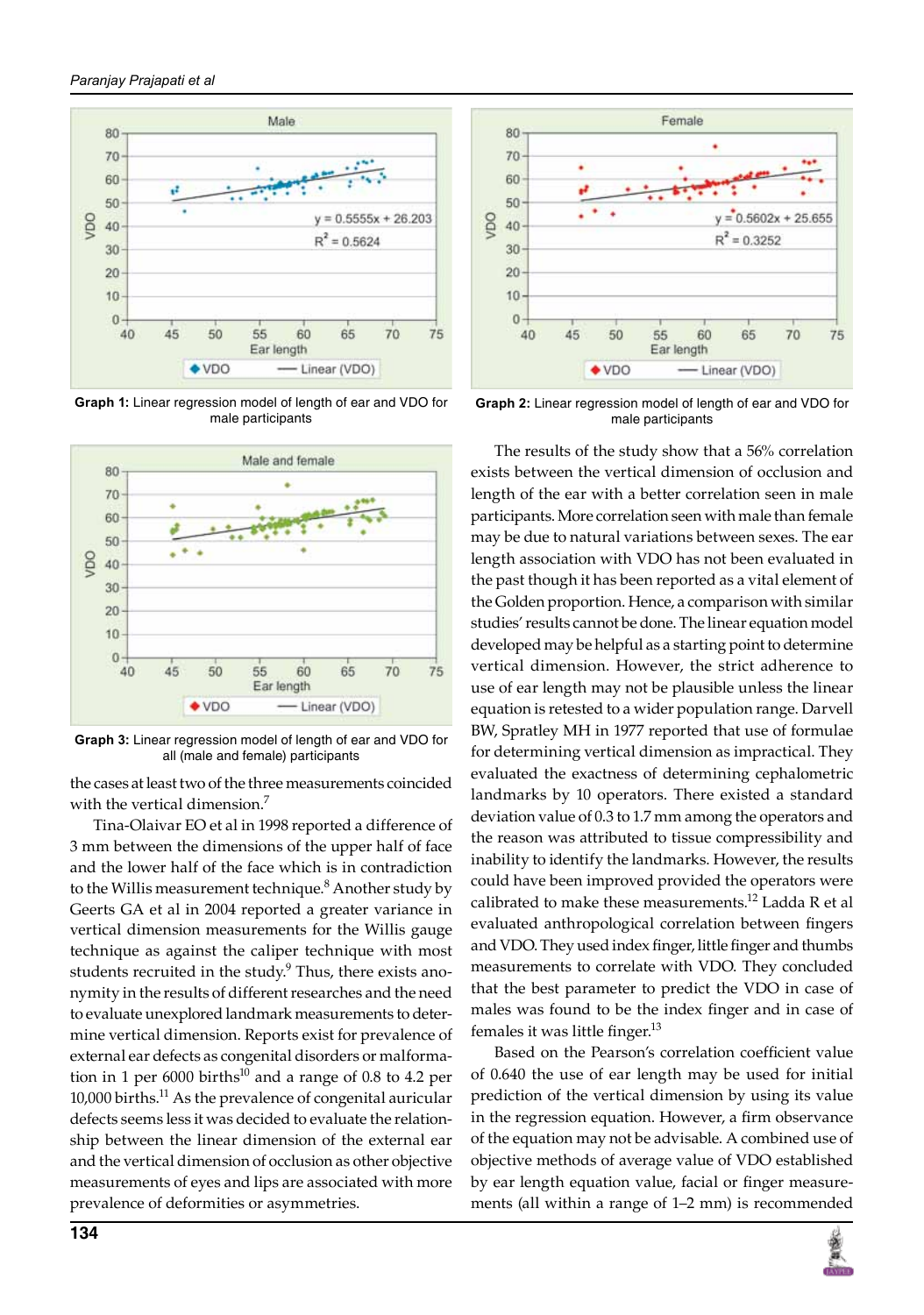Graph 1: Linear regression model of length of ear and VDO for male participants

Graph 2: Linear regression model of length of ear and VDO for male participants

Graph 3: Linear regression model of length of ear and VDO for all (male and female) participants

the cases at least two of the three measurements coincided with the vertical dimension.[7]

Tina-Olaivar EO et al in 1998 reported a difference of 3 mm between the dimensions of the upper half of face and the lower half of the face which is in contradiction to the Willis measurement technique.[8] Another study by Geerts GA et al in 2004 reported a greater variance in vertical dimension measurements for the Willis gauge technique as against the caliper technique with most students recruited in the study.[9] Thus, there exists anonymity in the results of different researches and the need to evaluate unexplored landmark measurements to determine vertical dimension. Reports exist for prevalence of external ear defects as congenital disorders or malformation in 1 per 6000 births[10] and a range of 0.8 to 4.2 per 10,000 births.[11] As the prevalence of congenital auricular defects seems less it was decided to evaluate the relationship between the linear dimension of the external ear and the vertical dimension of occlusion as other objective measurements of eyes and lips are associated with more prevalence of deformities or asymmetries.

The results of the study show that a 56% correlation exists between the vertical dimension of occlusion and length of the ear with a better correlation seen in male participants. More correlation seen with male than female may be due to natural variations between sexes. The ear length association with VDO has not been evaluated in the past though it has been reported as a vital element of the Golden proportion. Hence, a comparison with similar studies' results cannot be done. The linear equation model developed may be helpful as a starting point to determine vertical dimension. However, the strict adherence to use of ear length may not be plausible unless the linear equation is retested to a wider population range. Darvell BW, Spratley MH in 1977 reported that use of formulae for determining vertical dimension as impractical. They evaluated the exactness of determining cephalometric landmarks by 10 operators. There existed a standard deviation value of 0.3 to 1.7 mm among the operators and the reason was attributed to tissue compressibility and inability to identify the landmarks. However, the results could have been improved provided the operators were calibrated to make these measurements.[12] Ladda R et al evaluated anthropological correlation between fingers and VDO. They used index finger, little finger and thumbs measurements to correlate with VDO. They concluded that the best parameter to predict the VDO in case of males was found to be the index finger and in case of females it was little finger.[13]

Based on the Pearson's correlation coefficient value of 0.640 the use of ear length may be used for initial prediction of the vertical dimension by using its value in the regression equation. However, a firm observance of the equation may not be advisable. A combined use of objective methods of average value of VDO established by ear length equation value, facial or finger measurements (all within a range of 1–2 mm) is recommended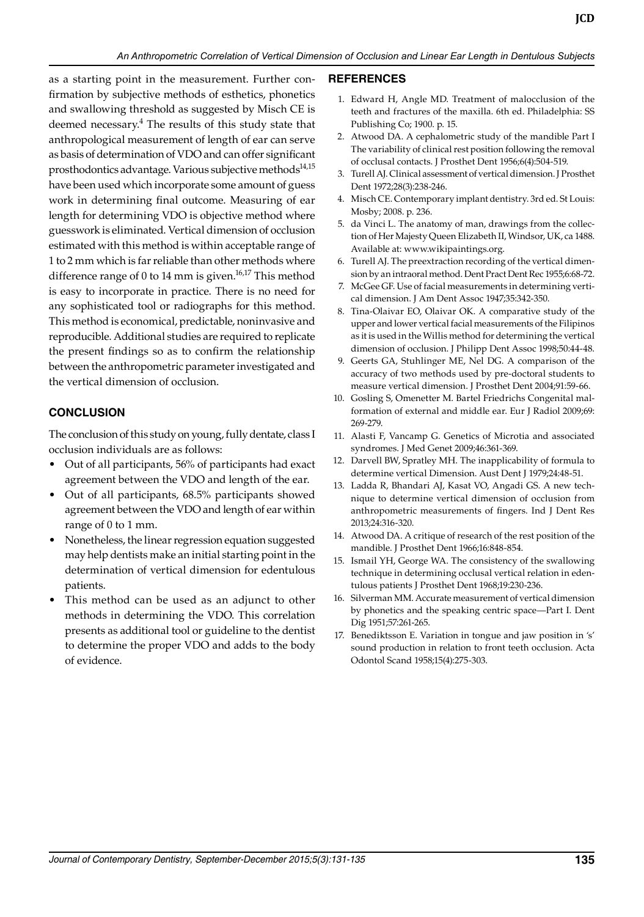as a starting point in the measurement. Further confirmation by subjective methods of esthetics, phonetics and swallowing threshold as suggested by Misch CE is deemed necessary.[4] The results of this study state that anthropological measurement of length of ear can serve as basis of determination of VDO and can offer significant prosthodontics advantage. Various subjective methods[14,15] have been used which incorporate some amount of guess work in determining final outcome. Measuring of ear length for determining VDO is objective method where guesswork is eliminated. Vertical dimension of occlusion estimated with this method is within acceptable range of 1 to 2 mm which is far reliable than other methods where difference range of 0 to 14 mm is given.[16,17] This method is easy to incorporate in practice. There is no need for any sophisticated tool or radiographs for this method. This method is economical, predictable, noninvasive and reproducible. Additional studies are required to replicate the present findings so as to confirm the relationship between the anthropometric parameter investigated and the vertical dimension of occlusion.

## CONCLUSION

The conclusion of this study on young, fully dentate, class I occlusion individuals are as follows:

- Out of all participants, 56% of participants had exact agreement between the VDO and length of the ear.
- Out of all participants, 68.5% participants showed agreement between the VDO and length of ear within range of 0 to 1 mm.
- Nonetheless, the linear regression equation suggested may help dentists make an initial starting point in the determination of vertical dimension for edentulous patients.
- This method can be used as an adjunct to other methods in determining the VDO. This correlation presents as additional tool or guideline to the dentist to determine the proper VDO and adds to the body of evidence.

## REFERENCES

1. Edward H, Angle MD. Treatment of malocclusion of the teeth and fractures of the maxilla. 6th ed. Philadelphia: SS Publishing Co; 1900. p. 15.
2. Atwood DA. A cephalometric study of the mandible Part I The variability of clinical rest position following the removal of occlusal contacts. J Prosthet Dent 1956;6(4):504-519.
3. Turell AJ. Clinical assessment of vertical dimension. J Prosthet Dent 1972;28(3):238-246.
4. Misch CE. Contemporary implant dentistry. 3rd ed. St Louis: Mosby; 2008. p. 236.
5. da Vinci L. The anatomy of man, drawings from the collection of Her Majesty Queen Elizabeth II, Windsor, UK, ca 1488. Available at: www.wikipaintings.org.
6. Turell AJ. The preextraction recording of the vertical dimension by an intraoral method. Dent Pract Dent Rec 1955;6:68-72.
7. McGee GF. Use of facial measurements in determining vertical dimension. J Am Dent Assoc 1947;35:342-350.
8. Tina-Olaivar EO, Olaivar OK. A comparative study of the upper and lower vertical facial measurements of the Filipinos as it is used in the Willis method for determining the vertical dimension of occlusion. J Philipp Dent Assoc 1998;50:44-48.
9. Geerts GA, Stuhlinger ME, Nel DG. A comparison of the accuracy of two methods used by pre-doctoral students to measure vertical dimension. J Prosthet Dent 2004;91:59-66.
10. Gosling S, Omenetter M. Bartel Friedrichs Congenital malformation of external and middle ear. Eur J Radiol 2009;69: 269-279.
11. Alasti F, Vancamp G. Genetics of Microtia and associated syndromes. J Med Genet 2009;46:361-369.
12. Darvell BW, Spratley MH. The inapplicability of formula to determine vertical Dimension. Aust Dent J 1979;24:48-51.
13. Ladda R, Bhandari AJ, Kasat VO, Angadi GS. A new technique to determine vertical dimension of occlusion from anthropometric measurements of fingers. Ind J Dent Res 2013;24:316-320.
14. Atwood DA. A critique of research of the rest position of the mandible. J Prosthet Dent 1966;16:848-854.
15. Ismail YH, George WA. The consistency of the swallowing technique in determining occlusal vertical relation in edentulous patients J Prosthet Dent 1968;19:230-236.
16. Silverman MM. Accurate measurement of vertical dimension by phonetics and the speaking centric space—Part I. Dent Dig 1951;57:261-265.
17. Benediktsson E. Variation in tongue and jaw position in 's' sound production in relation to front teeth occlusion. Acta Odontol Scand 1958;15(4):275-303.